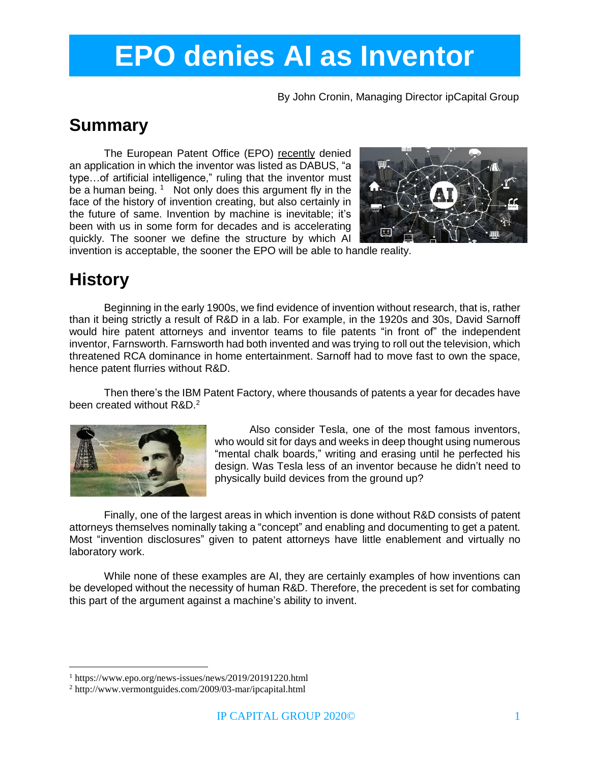# EPO denies AI as Inventor

By John Cronin, Managing Director ipCapital Group

## Summary

The European Patent Office (EPO) recently denied an application in which the inventor was listed as DABUS, "a type…of artificial intelligence," ruling that the inventor must be a human being. [1] Not only does this argument fly in the face of the history of invention creating, but also certainly in the future of same. Invention by machine is inevitable; it's been with us in some form for decades and is accelerating quickly. The sooner we define the structure by which AI invention is acceptable, the sooner the EPO will be able to handle reality.

## History

Beginning in the early 1900s, we find evidence of invention without research, that is, rather than it being strictly a result of R&D in a lab. For example, in the 1920s and 30s, David Sarnoff would hire patent attorneys and inventor teams to file patents "in front of" the independent inventor, Farnsworth. Farnsworth had both invented and was trying to roll out the television, which threatened RCA dominance in home entertainment. Sarnoff had to move fast to own the space, hence patent flurries without R&D.

Then there's the IBM Patent Factory, where thousands of patents a year for decades have been created without R&D.[2]

Also consider Tesla, one of the most famous inventors, who would sit for days and weeks in deep thought using numerous "mental chalk boards," writing and erasing until he perfected his design. Was Tesla less of an inventor because he didn't need to physically build devices from the ground up?

Finally, one of the largest areas in which invention is done without R&D consists of patent attorneys themselves nominally taking a "concept" and enabling and documenting to get a patent. Most "invention disclosures" given to patent attorneys have little enablement and virtually no laboratory work.

While none of these examples are AI, they are certainly examples of how inventions can be developed without the necessity of human R&D. Therefore, the precedent is set for combating this part of the argument against a machine's ability to invent.

---

[1] https://www.epo.org/news-issues/news/2019/20191220.html

[2] http://www.vermontguides.com/2009/03-mar/ipcapital.html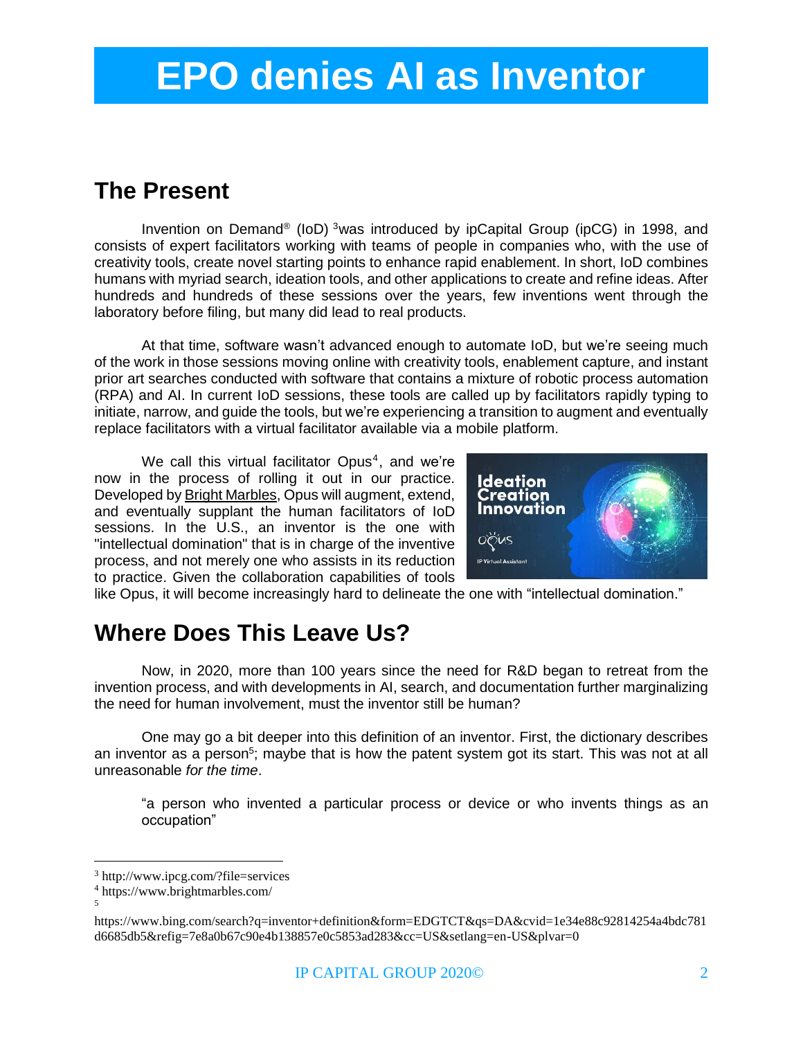# EPO denies AI as Inventor

## The Present

Invention on Demand® (IoD) [3]was introduced by ipCapital Group (ipCG) in 1998, and consists of expert facilitators working with teams of people in companies who, with the use of creativity tools, create novel starting points to enhance rapid enablement. In short, IoD combines humans with myriad search, ideation tools, and other applications to create and refine ideas. After hundreds and hundreds of these sessions over the years, few inventions went through the laboratory before filing, but many did lead to real products.

At that time, software wasn't advanced enough to automate IoD, but we're seeing much of the work in those sessions moving online with creativity tools, enablement capture, and instant prior art searches conducted with software that contains a mixture of robotic process automation (RPA) and AI. In current IoD sessions, these tools are called up by facilitators rapidly typing to initiate, narrow, and guide the tools, but we're experiencing a transition to augment and eventually replace facilitators with a virtual facilitator available via a mobile platform.

We call this virtual facilitator Opus[4], and we're now in the process of rolling it out in our practice. Developed by Bright Marbles, Opus will augment, extend, and eventually supplant the human facilitators of IoD sessions. In the U.S., an inventor is the one with "intellectual domination" that is in charge of the inventive process, and not merely one who assists in its reduction to practice. Given the collaboration capabilities of tools like Opus, it will become increasingly hard to delineate the one with "intellectual domination."

## Where Does This Leave Us?

Now, in 2020, more than 100 years since the need for R&D began to retreat from the invention process, and with developments in AI, search, and documentation further marginalizing the need for human involvement, must the inventor still be human?

One may go a bit deeper into this definition of an inventor. First, the dictionary describes an inventor as a person[5]; maybe that is how the patent system got its start. This was not at all unreasonable *for the time*.

> "a person who invented a particular process or device or who invents things as an occupation"

---

[3] http://www.ipcg.com/?file=services

[4] https://www.brightmarbles.com/

[5] https://www.bing.com/search?q=inventor+definition&form=EDGTCT&qs=DA&cvid=1e34e88c92814254a4bdc781d6685db5&refig=7e8a0b67c90e4b138857e0c5853ad283&cc=US&setlang=en-US&plvar=0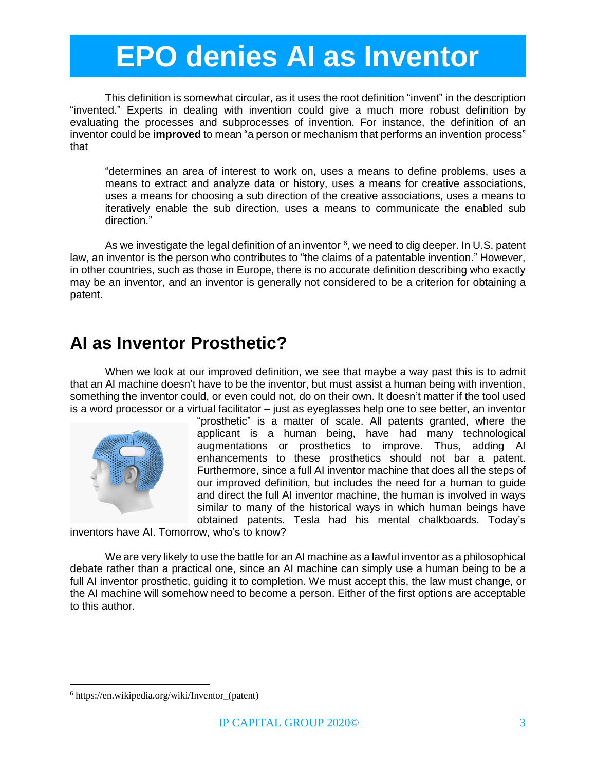# EPO denies AI as Inventor

This definition is somewhat circular, as it uses the root definition "invent" in the description "invented." Experts in dealing with invention could give a much more robust definition by evaluating the processes and subprocesses of invention. For instance, the definition of an inventor could be **improved** to mean "a person or mechanism that performs an invention process" that

> "determines an area of interest to work on, uses a means to define problems, uses a means to extract and analyze data or history, uses a means for creative associations, uses a means for choosing a sub direction of the creative associations, uses a means to iteratively enable the sub direction, uses a means to communicate the enabled sub direction."

As we investigate the legal definition of an inventor [6], we need to dig deeper. In U.S. patent law, an inventor is the person who contributes to "the claims of a patentable invention." However, in other countries, such as those in Europe, there is no accurate definition describing who exactly may be an inventor, and an inventor is generally not considered to be a criterion for obtaining a patent.

## AI as Inventor Prosthetic?

When we look at our improved definition, we see that maybe a way past this is to admit that an AI machine doesn't have to be the inventor, but must assist a human being with invention, something the inventor could, or even could not, do on their own. It doesn't matter if the tool used is a word processor or a virtual facilitator – just as eyeglasses help one to see better, an inventor "prosthetic" is a matter of scale. All patents granted, where the applicant is a human being, have had many technological augmentations or prosthetics to improve. Thus, adding AI enhancements to these prosthetics should not bar a patent. Furthermore, since a full AI inventor machine that does all the steps of our improved definition, but includes the need for a human to guide and direct the full AI inventor machine, the human is involved in ways similar to many of the historical ways in which human beings have obtained patents. Tesla had his mental chalkboards. Today's inventors have AI. Tomorrow, who's to know?

We are very likely to use the battle for an AI machine as a lawful inventor as a philosophical debate rather than a practical one, since an AI machine can simply use a human being to be a full AI inventor prosthetic, guiding it to completion. We must accept this, the law must change, or the AI machine will somehow need to become a person. Either of the first options are acceptable to this author.

[6] https://en.wikipedia.org/wiki/Inventor_(patent)